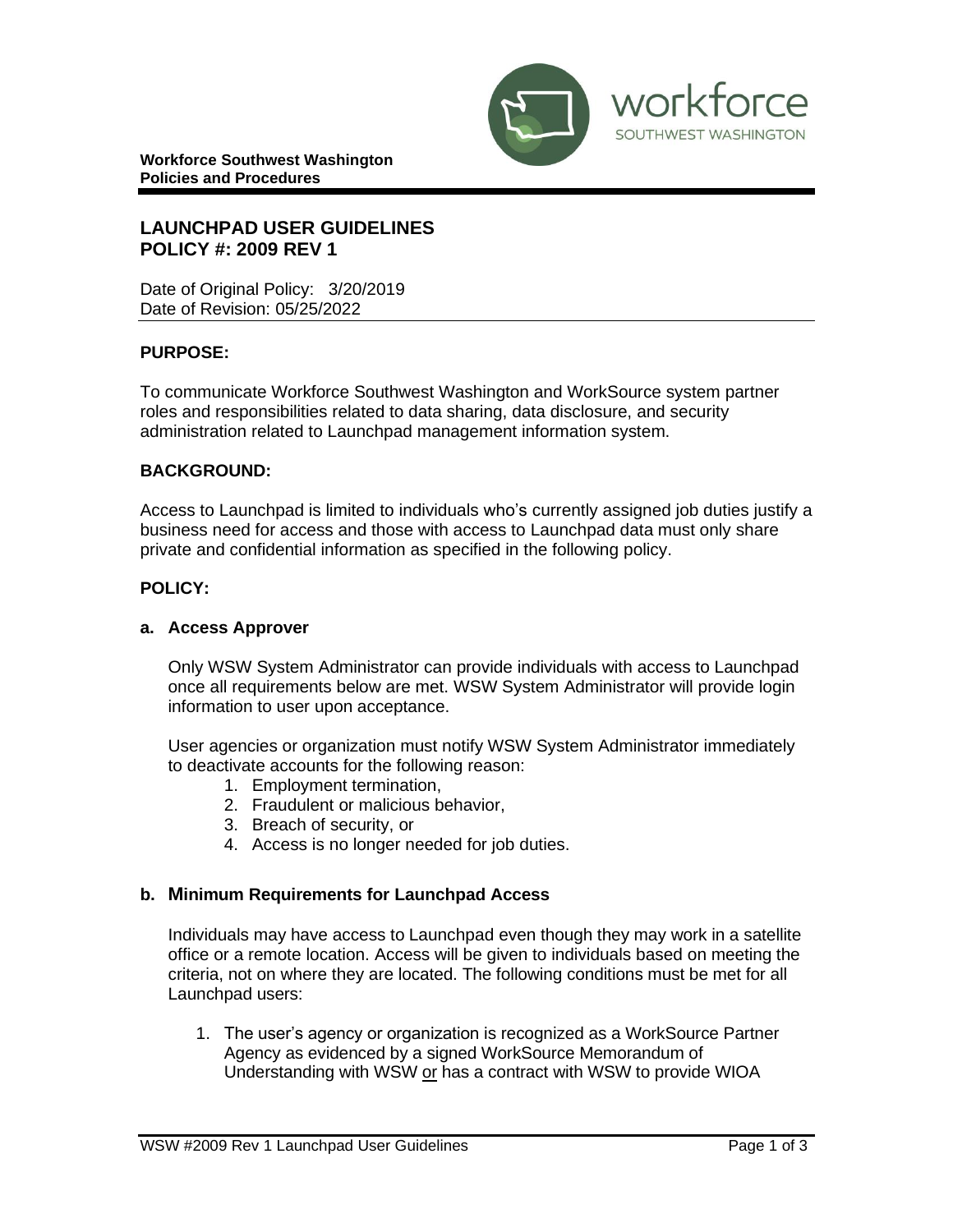**Workforce Southwest Washington**
**Policies and Procedures**

## LAUNCHPAD USER GUIDELINES
## POLICY #: 2009 REV 1

Date of Original Policy: 3/20/2019
Date of Revision: 05/25/2022

### PURPOSE:

To communicate Workforce Southwest Washington and WorkSource system partner roles and responsibilities related to data sharing, data disclosure, and security administration related to Launchpad management information system.

### BACKGROUND:

Access to Launchpad is limited to individuals who's currently assigned job duties justify a business need for access and those with access to Launchpad data must only share private and confidential information as specified in the following policy.

### POLICY:

#### a. Access Approver

Only WSW System Administrator can provide individuals with access to Launchpad once all requirements below are met. WSW System Administrator will provide login information to user upon acceptance.

User agencies or organization must notify WSW System Administrator immediately to deactivate accounts for the following reason:

1. Employment termination,
2. Fraudulent or malicious behavior,
3. Breach of security, or
4. Access is no longer needed for job duties.

#### b. Minimum Requirements for Launchpad Access

Individuals may have access to Launchpad even though they may work in a satellite office or a remote location. Access will be given to individuals based on meeting the criteria, not on where they are located. The following conditions must be met for all Launchpad users:

1. The user's agency or organization is recognized as a WorkSource Partner Agency as evidenced by a signed WorkSource Memorandum of Understanding with WSW <u>or</u> has a contract with WSW to provide WIOA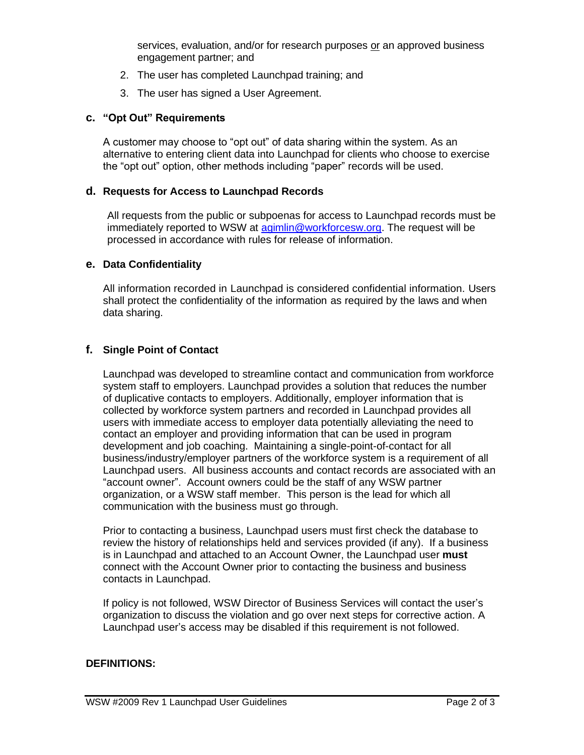services, evaluation, and/or for research purposes or an approved business engagement partner; and

2. The user has completed Launchpad training; and
3. The user has signed a User Agreement.

### c. "Opt Out" Requirements

A customer may choose to "opt out" of data sharing within the system. As an alternative to entering client data into Launchpad for clients who choose to exercise the "opt out" option, other methods including "paper" records will be used.

### d. Requests for Access to Launchpad Records

All requests from the public or subpoenas for access to Launchpad records must be immediately reported to WSW at agimlin@workforcesw.org. The request will be processed in accordance with rules for release of information.

### e. Data Confidentiality

All information recorded in Launchpad is considered confidential information. Users shall protect the confidentiality of the information as required by the laws and when data sharing.

### f. Single Point of Contact

Launchpad was developed to streamline contact and communication from workforce system staff to employers. Launchpad provides a solution that reduces the number of duplicative contacts to employers. Additionally, employer information that is collected by workforce system partners and recorded in Launchpad provides all users with immediate access to employer data potentially alleviating the need to contact an employer and providing information that can be used in program development and job coaching. Maintaining a single-point-of-contact for all business/industry/employer partners of the workforce system is a requirement of all Launchpad users. All business accounts and contact records are associated with an "account owner". Account owners could be the staff of any WSW partner organization, or a WSW staff member. This person is the lead for which all communication with the business must go through.

Prior to contacting a business, Launchpad users must first check the database to review the history of relationships held and services provided (if any). If a business is in Launchpad and attached to an Account Owner, the Launchpad user **must** connect with the Account Owner prior to contacting the business and business contacts in Launchpad.

If policy is not followed, WSW Director of Business Services will contact the user's organization to discuss the violation and go over next steps for corrective action. A Launchpad user's access may be disabled if this requirement is not followed.

## DEFINITIONS: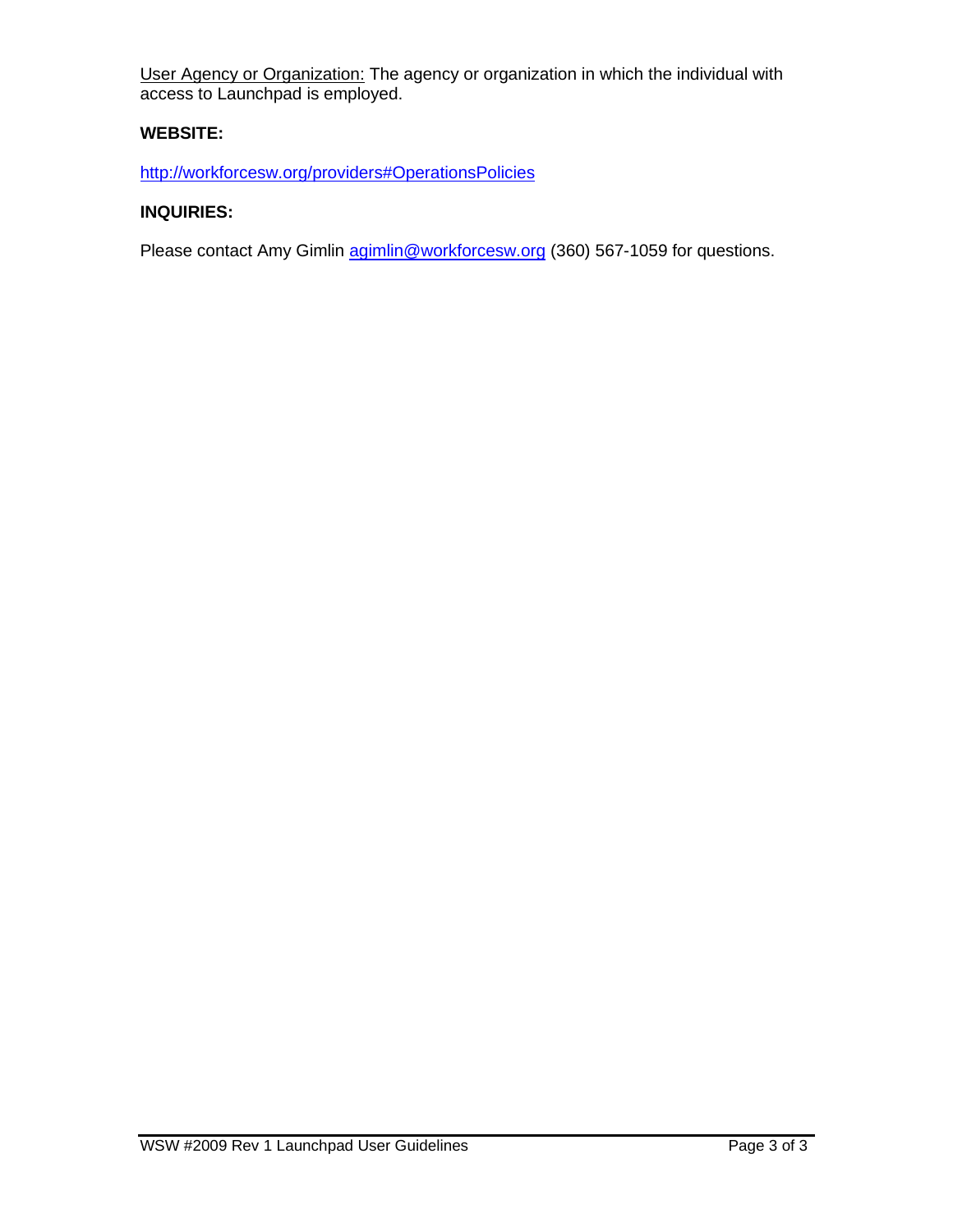User Agency or Organization: The agency or organization in which the individual with access to Launchpad is employed.

**WEBSITE:**

http://workforcesw.org/providers#OperationsPolicies

**INQUIRIES:**

Please contact Amy Gimlin agimlin@workforcesw.org (360) 567-1059 for questions.